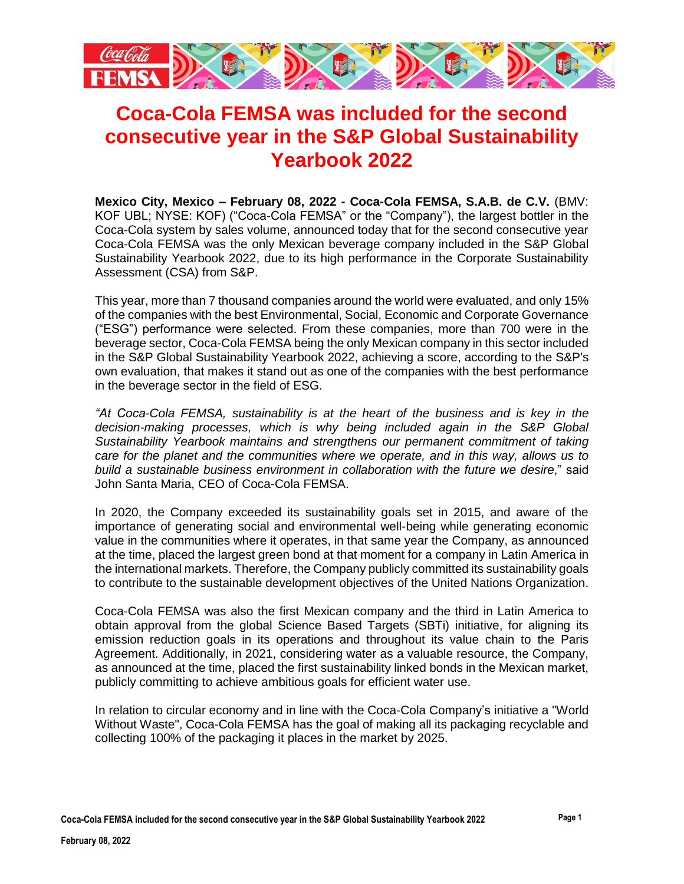# Coca-Cola FEMSA was included for the second consecutive year in the S&P Global Sustainability Yearbook 2022

**Mexico City, Mexico – February 08, 2022 - Coca-Cola FEMSA, S.A.B. de C.V.** (BMV: KOF UBL; NYSE: KOF) ("Coca-Cola FEMSA" or the "Company"), the largest bottler in the Coca-Cola system by sales volume, announced today that for the second consecutive year Coca-Cola FEMSA was the only Mexican beverage company included in the S&P Global Sustainability Yearbook 2022, due to its high performance in the Corporate Sustainability Assessment (CSA) from S&P.

This year, more than 7 thousand companies around the world were evaluated, and only 15% of the companies with the best Environmental, Social, Economic and Corporate Governance ("ESG") performance were selected. From these companies, more than 700 were in the beverage sector, Coca-Cola FEMSA being the only Mexican company in this sector included in the S&P Global Sustainability Yearbook 2022, achieving a score, according to the S&P's own evaluation, that makes it stand out as one of the companies with the best performance in the beverage sector in the field of ESG.

*"At Coca-Cola FEMSA, sustainability is at the heart of the business and is key in the decision-making processes, which is why being included again in the S&P Global Sustainability Yearbook maintains and strengthens our permanent commitment of taking care for the planet and the communities where we operate, and in this way, allows us to build a sustainable business environment in collaboration with the future we desire*," said John Santa Maria, CEO of Coca-Cola FEMSA.

In 2020, the Company exceeded its sustainability goals set in 2015, and aware of the importance of generating social and environmental well-being while generating economic value in the communities where it operates, in that same year the Company, as announced at the time, placed the largest green bond at that moment for a company in Latin America in the international markets. Therefore, the Company publicly committed its sustainability goals to contribute to the sustainable development objectives of the United Nations Organization.

Coca-Cola FEMSA was also the first Mexican company and the third in Latin America to obtain approval from the global Science Based Targets (SBTi) initiative, for aligning its emission reduction goals in its operations and throughout its value chain to the Paris Agreement. Additionally, in 2021, considering water as a valuable resource, the Company, as announced at the time, placed the first sustainability linked bonds in the Mexican market, publicly committing to achieve ambitious goals for efficient water use.

In relation to circular economy and in line with the Coca-Cola Company's initiative a "World Without Waste", Coca-Cola FEMSA has the goal of making all its packaging recyclable and collecting 100% of the packaging it places in the market by 2025.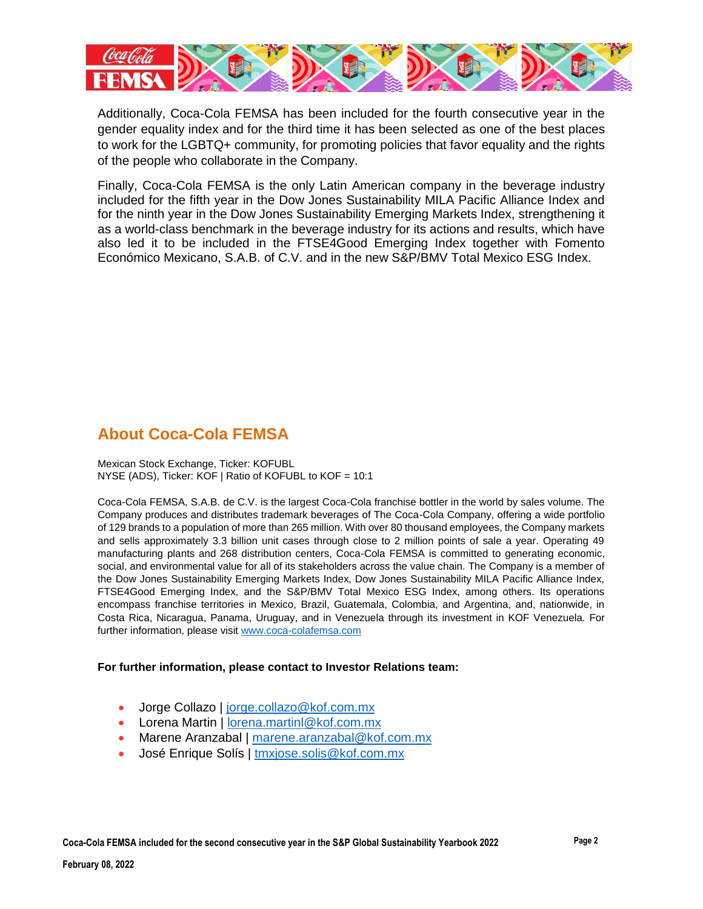Additionally, Coca-Cola FEMSA has been included for the fourth consecutive year in the gender equality index and for the third time it has been selected as one of the best places to work for the LGBTQ+ community, for promoting policies that favor equality and the rights of the people who collaborate in the Company.

Finally, Coca-Cola FEMSA is the only Latin American company in the beverage industry included for the fifth year in the Dow Jones Sustainability MILA Pacific Alliance Index and for the ninth year in the Dow Jones Sustainability Emerging Markets Index, strengthening it as a world-class benchmark in the beverage industry for its actions and results, which have also led it to be included in the FTSE4Good Emerging Index together with Fomento Económico Mexicano, S.A.B. of C.V. and in the new S&P/BMV Total Mexico ESG Index.

## About Coca-Cola FEMSA

Mexican Stock Exchange, Ticker: KOFUBL
NYSE (ADS), Ticker: KOF | Ratio of KOFUBL to KOF = 10:1

Coca-Cola FEMSA, S.A.B. de C.V. is the largest Coca-Cola franchise bottler in the world by sales volume. The Company produces and distributes trademark beverages of The Coca-Cola Company, offering a wide portfolio of 129 brands to a population of more than 265 million. With over 80 thousand employees, the Company markets and sells approximately 3.3 billion unit cases through close to 2 million points of sale a year. Operating 49 manufacturing plants and 268 distribution centers, Coca-Cola FEMSA is committed to generating economic, social, and environmental value for all of its stakeholders across the value chain. The Company is a member of the Dow Jones Sustainability Emerging Markets Index, Dow Jones Sustainability MILA Pacific Alliance Index, FTSE4Good Emerging Index, and the S&P/BMV Total Mexico ESG Index, among others. Its operations encompass franchise territories in Mexico, Brazil, Guatemala, Colombia, and Argentina, and, nationwide, in Costa Rica, Nicaragua, Panama, Uruguay, and in Venezuela through its investment in KOF Venezuela. For further information, please visit www.coca-colafemsa.com

**For further information, please contact to Investor Relations team:**

- Jorge Collazo | jorge.collazo@kof.com.mx
- Lorena Martin | lorena.martinl@kof.com.mx
- Marene Aranzabal | marene.aranzabal@kof.com.mx
- José Enrique Solís | tmxjose.solis@kof.com.mx